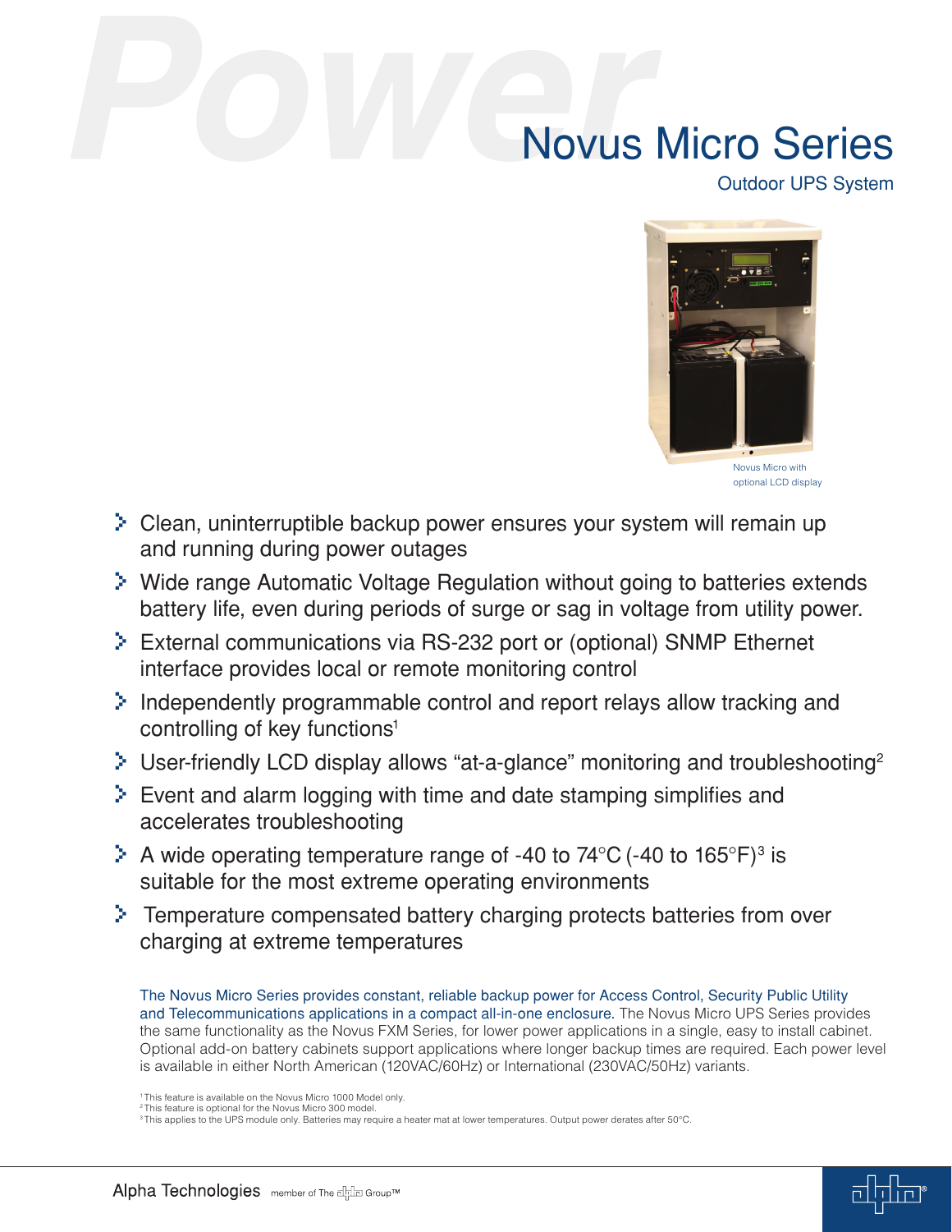# Novus Micro Series

## Outdoor UPS System

Novus Micro with optional LCD display

- Clean, uninterruptible backup power ensures your system will remain up and running during power outages
- Wide range Automatic Voltage Regulation without going to batteries extends battery life, even during periods of surge or sag in voltage from utility power.
- External communications via RS-232 port or (optional) SNMP Ethernet interface provides local or remote monitoring control
- Independently programmable control and report relays allow tracking and controlling of key functions[1]
- User-friendly LCD display allows "at-a-glance" monitoring and troubleshooting[2]
- Event and alarm logging with time and date stamping simplifies and accelerates troubleshooting
- A wide operating temperature range of -40 to 74°C (-40 to 165°F)[3] is suitable for the most extreme operating environments
- Temperature compensated battery charging protects batteries from over charging at extreme temperatures

The Novus Micro Series provides constant, reliable backup power for Access Control, Security Public Utility and Telecommunications applications in a compact all-in-one enclosure. The Novus Micro UPS Series provides the same functionality as the Novus FXM Series, for lower power applications in a single, easy to install cabinet. Optional add-on battery cabinets support applications where longer backup times are required. Each power level is available in either North American (120VAC/60Hz) or International (230VAC/50Hz) variants.

[1] This feature is available on the Novus Micro 1000 Model only.
[2] This feature is optional for the Novus Micro 300 model.
[3] This applies to the UPS module only. Batteries may require a heater mat at lower temperatures. Output power derates after 50°C.

Alpha Technologies member of The Alpha Group™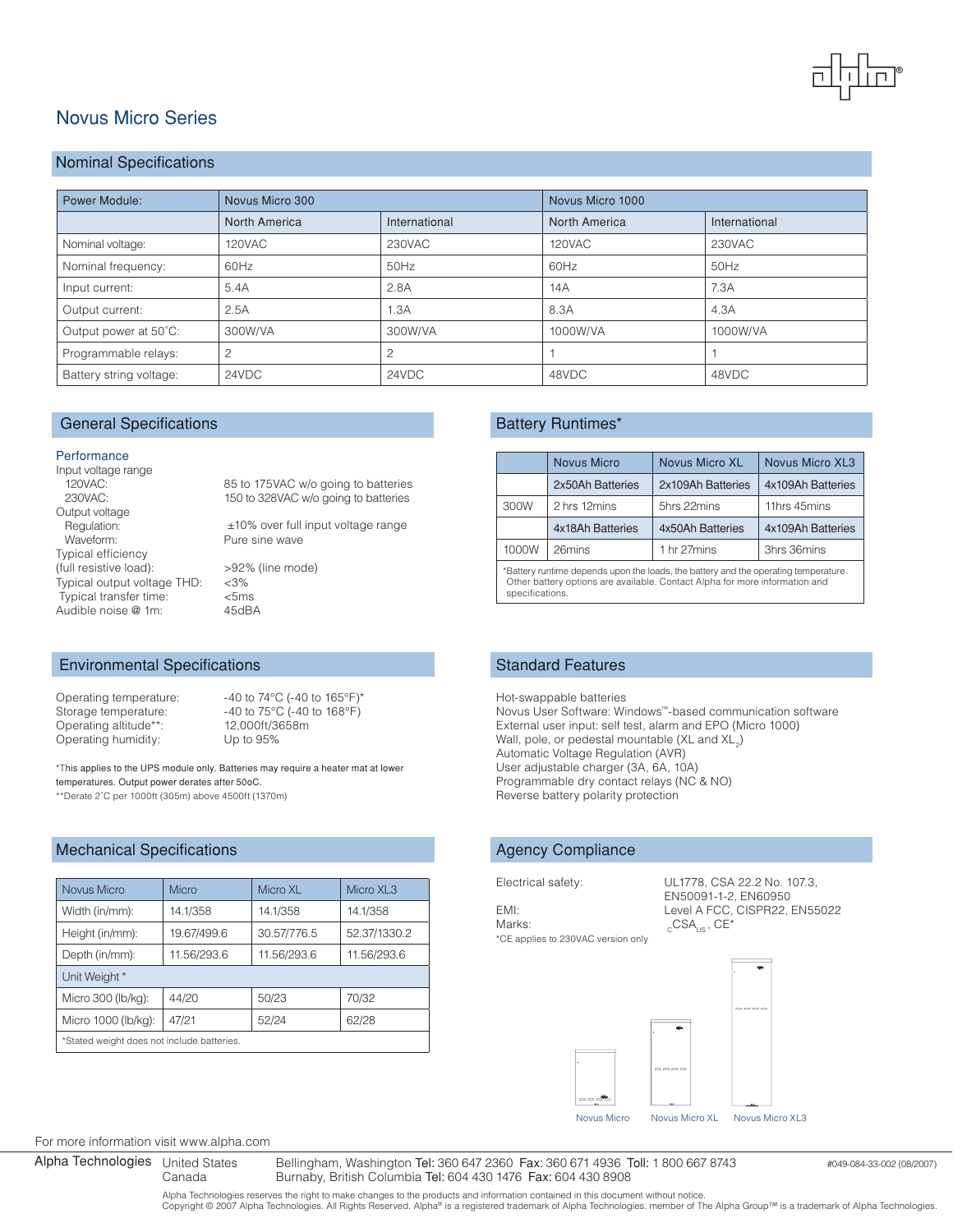# Novus Micro Series

## Nominal Specifications

| Power Module: | Novus Micro 300 | | Novus Micro 1000 | |
|---|---|---|---|---|
| | North America | International | North America | International |
| Nominal voltage: | 120VAC | 230VAC | 120VAC | 230VAC |
| Nominal frequency: | 60Hz | 50Hz | 60Hz | 50Hz |
| Input current: | 5.4A | 2.8A | 14A | 7.3A |
| Output current: | 2.5A | 1.3A | 8.3A | 4.3A |
| Output power at 50˚C: | 300W/VA | 300W/VA | 1000W/VA | 1000W/VA |
| Programmable relays: | 2 | 2 | 1 | 1 |
| Battery string voltage: | 24VDC | 24VDC | 48VDC | 48VDC |

## General Specifications

### Performance

| | |
|---|---|
| Input voltage range | |
| 120VAC: | 85 to 175VAC w/o going to batteries |
| 230VAC: | 150 to 328VAC w/o going to batteries |
| Output voltage | |
| Regulation: | ±10% over full input voltage range |
| Waveform: | Pure sine wave |
| Typical efficiency (full resistive load): | >92% (line mode) |
| Typical output voltage THD: | <3% |
| Typical transfer time: | <5ms |
| Audible noise @ 1m: | 45dBA |

## Battery Runtimes*

| | Novus Micro | Novus Micro XL | Novus Micro XL3 |
|---|---|---|---|
| | 2x50Ah Batteries | 2x109Ah Batteries | 4x109Ah Batteries |
| 300W | 2 hrs 12mins | 5hrs 22mins | 11hrs 45mins |
| | 4x18Ah Batteries | 4x50Ah Batteries | 4x109Ah Batteries |
| 1000W | 26mins | 1 hr 27mins | 3hrs 36mins |

*Battery runtime depends upon the loads, the battery and the operating temperature. Other battery options are available. Contact Alpha for more information and specifications.

## Environmental Specifications

| | |
|---|---|
| Operating temperature: | -40 to 74°C (-40 to 165°F)* |
| Storage temperature: | -40 to 75°C (-40 to 168°F) |
| Operating altitude**: | 12,000ft/3658m |
| Operating humidity: | Up to 95% |

*This applies to the UPS module only. Batteries may require a heater mat at lower temperatures. Output power derates after 50oC.
**Derate 2˚C per 1000ft (305m) above 4500ft (1370m)

## Standard Features

- Hot-swappable batteries
- Novus User Software: Windows™-based communication software
- External user input: self test, alarm and EPO (Micro 1000)
- Wall, pole, or pedestal mountable (XL and $XL_2$)
- Automatic Voltage Regulation (AVR)
- User adjustable charger (3A, 6A, 10A)
- Programmable dry contact relays (NC & NO)
- Reverse battery polarity protection

## Mechanical Specifications

| Novus Micro | Micro | Micro XL | Micro XL3 |
|---|---|---|---|
| Width (in/mm): | 14.1/358 | 14.1/358 | 14.1/358 |
| Height (in/mm): | 19.67/499.6 | 30.57/776.5 | 52.37/1330.2 |
| Depth (in/mm): | 11.56/293.6 | 11.56/293.6 | 11.56/293.6 |
| Unit Weight * | | | |
| Micro 300 (lb/kg): | 44/20 | 50/23 | 70/32 |
| Micro 1000 (lb/kg): | 47/21 | 52/24 | 62/28 |

*Stated weight does not include batteries.

## Agency Compliance

| | |
|---|---|
| Electrical safety: | UL1778, CSA 22.2 No. 107.3, EN50091-1-2, EN60950 |
| EMI: | Level A FCC, CISPR22, EN55022 |
| Marks: | $_{C}$CSA$_{US}$, CE* |

*CE applies to 230VAC version only

Novus Micro Novus Micro XL Novus Micro XL3

For more information visit www.alpha.com

Alpha Technologies
United States — Bellingham, Washington Tel: 360 647 2360 Fax: 360 671 4936 Toll: 1 800 667 8743
Canada — Burnaby, British Columbia Tel: 604 430 1476 Fax: 604 430 8908

#049-084-33-002 (08/2007)

Alpha Technologies reserves the right to make changes to the products and information contained in this document without notice.
Copyright © 2007 Alpha Technologies. All Rights Reserved. Alpha® is a registered trademark of Alpha Technologies. member of The Alpha Group™ is a trademark of Alpha Technologies.